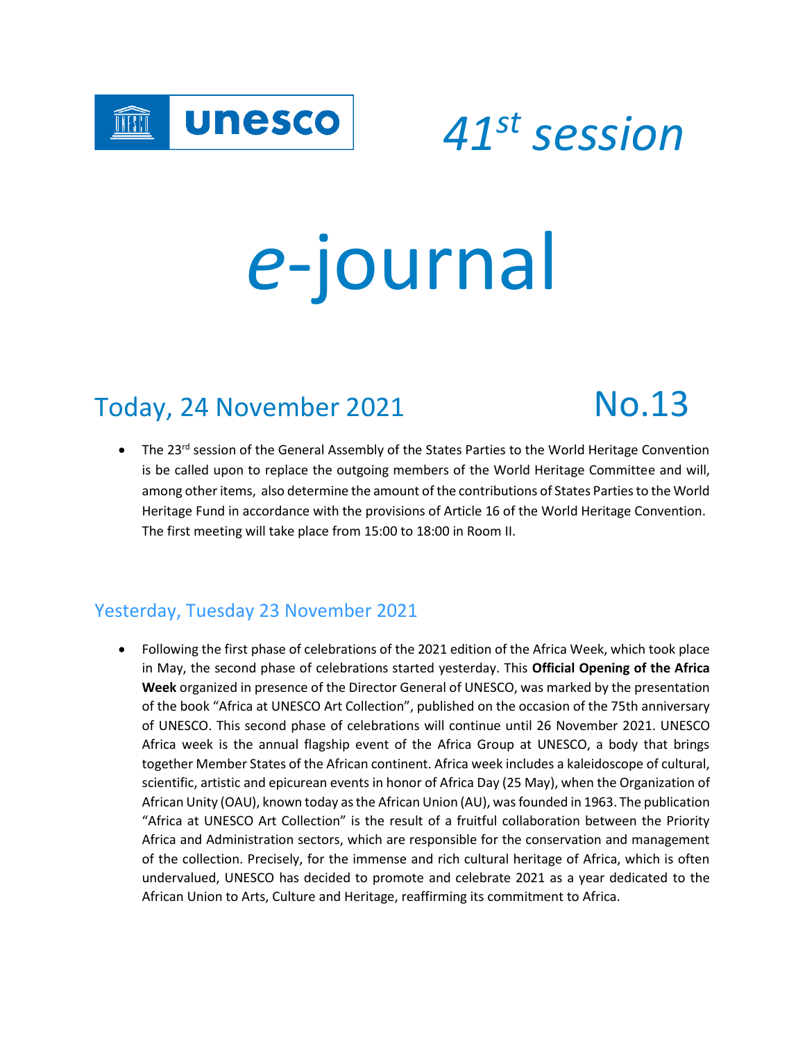unesco

# *41st session*

# *e*-journal

## Today, 24 November 2021 No.13

- The 23rd session of the General Assembly of the States Parties to the World Heritage Convention is be called upon to replace the outgoing members of the World Heritage Committee and will, among other items, also determine the amount of the contributions of States Parties to the World Heritage Fund in accordance with the provisions of Article 16 of the World Heritage Convention. The first meeting will take place from 15:00 to 18:00 in Room II.

## Yesterday, Tuesday 23 November 2021

- Following the first phase of celebrations of the 2021 edition of the Africa Week, which took place in May, the second phase of celebrations started yesterday. This **Official Opening of the Africa Week** organized in presence of the Director General of UNESCO, was marked by the presentation of the book "Africa at UNESCO Art Collection", published on the occasion of the 75th anniversary of UNESCO. This second phase of celebrations will continue until 26 November 2021. UNESCO Africa week is the annual flagship event of the Africa Group at UNESCO, a body that brings together Member States of the African continent. Africa week includes a kaleidoscope of cultural, scientific, artistic and epicurean events in honor of Africa Day (25 May), when the Organization of African Unity (OAU), known today as the African Union (AU), was founded in 1963. The publication "Africa at UNESCO Art Collection" is the result of a fruitful collaboration between the Priority Africa and Administration sectors, which are responsible for the conservation and management of the collection. Precisely, for the immense and rich cultural heritage of Africa, which is often undervalued, UNESCO has decided to promote and celebrate 2021 as a year dedicated to the African Union to Arts, Culture and Heritage, reaffirming its commitment to Africa.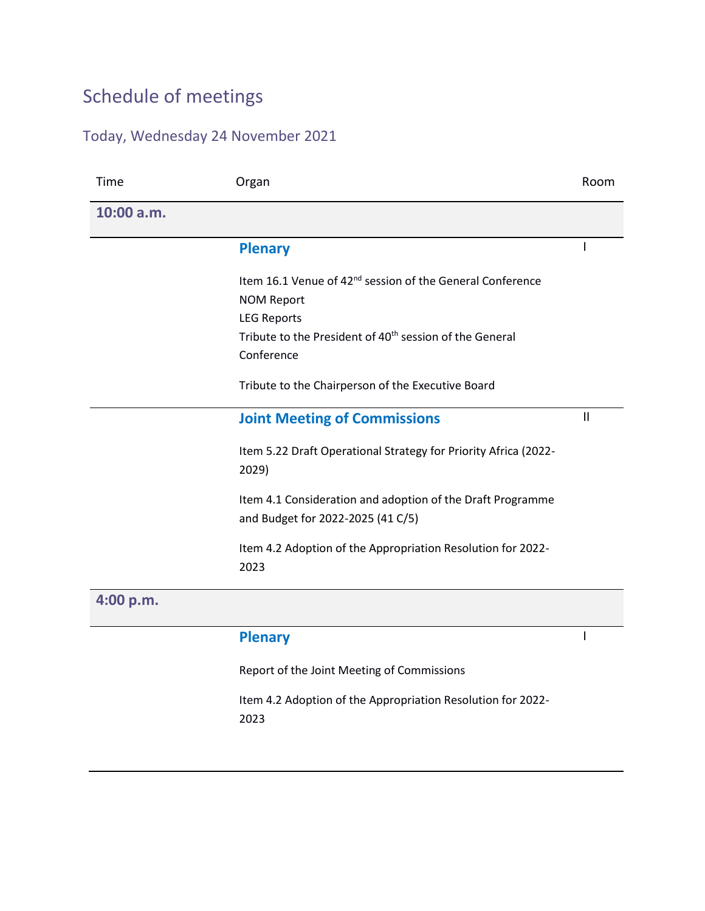# Schedule of meetings

## Today, Wednesday 24 November 2021

| Time | Organ | Room |
|---|---|---|
| **10:00 a.m.** | | |
| | **Plenary**<br><br>Item 16.1 Venue of 42nd session of the General Conference<br>NOM Report<br>LEG Reports<br>Tribute to the President of 40th session of the General Conference<br><br>Tribute to the Chairperson of the Executive Board | I |
| | **Joint Meeting of Commissions**<br><br>Item 5.22 Draft Operational Strategy for Priority Africa (2022-2029)<br><br>Item 4.1 Consideration and adoption of the Draft Programme and Budget for 2022-2025 (41 C/5)<br><br>Item 4.2 Adoption of the Appropriation Resolution for 2022-2023 | II |
| **4:00 p.m.** | | |
| | **Plenary**<br><br>Report of the Joint Meeting of Commissions<br><br>Item 4.2 Adoption of the Appropriation Resolution for 2022-2023 | I |